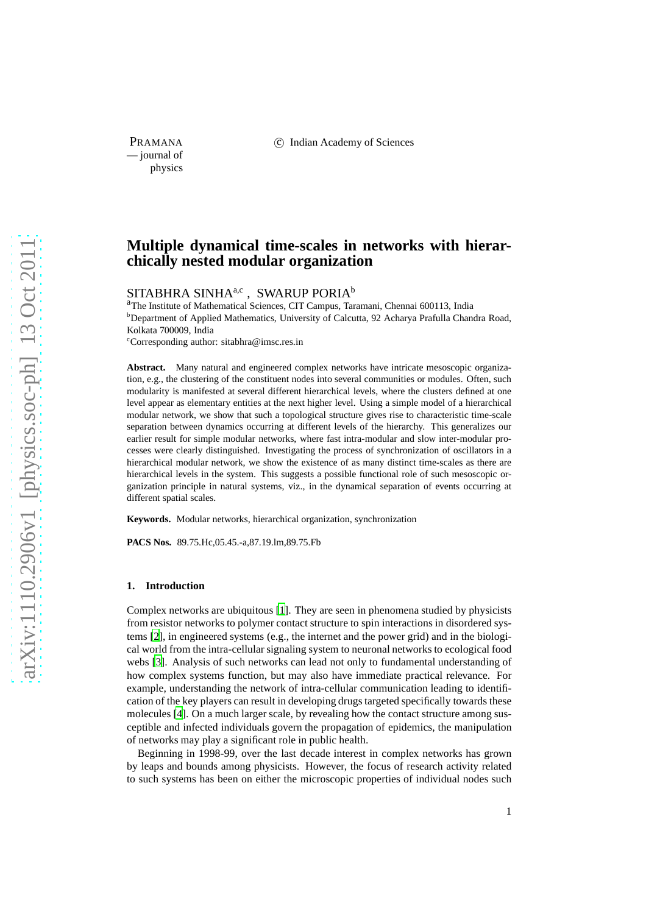PRAMANA — journal of physics

© Indian Academy of Sciences

# Multiple dynamical time-scales in networks with hierarchically nested modular organization

SITABHRA SINHA[a,c] , SWARUP PORIA[b]

[a]The Institute of Mathematical Sciences, CIT Campus, Taramani, Chennai 600113, India
[b]Department of Applied Mathematics, University of Calcutta, 92 Acharya Prafulla Chandra Road, Kolkata 700009, India
[c]Corresponding author: sitabhra@imsc.res.in

**Abstract.** Many natural and engineered complex networks have intricate mesoscopic organization, e.g., the clustering of the constituent nodes into several communities or modules. Often, such modularity is manifested at several different hierarchical levels, where the clusters defined at one level appear as elementary entities at the next higher level. Using a simple model of a hierarchical modular network, we show that such a topological structure gives rise to characteristic time-scale separation between dynamics occurring at different levels of the hierarchy. This generalizes our earlier result for simple modular networks, where fast intra-modular and slow inter-modular processes were clearly distinguished. Investigating the process of synchronization of oscillators in a hierarchical modular network, we show the existence of as many distinct time-scales as there are hierarchical levels in the system. This suggests a possible functional role of such mesoscopic organization principle in natural systems, viz., in the dynamical separation of events occurring at different spatial scales.

**Keywords.** Modular networks, hierarchical organization, synchronization

**PACS Nos.** 89.75.Hc,05.45.-a,87.19.lm,89.75.Fb

## 1. Introduction

Complex networks are ubiquitous [1]. They are seen in phenomena studied by physicists from resistor networks to polymer contact structure to spin interactions in disordered systems [2], in engineered systems (e.g., the internet and the power grid) and in the biological world from the intra-cellular signaling system to neuronal networks to ecological food webs [3]. Analysis of such networks can lead not only to fundamental understanding of how complex systems function, but may also have immediate practical relevance. For example, understanding the network of intra-cellular communication leading to identification of the key players can result in developing drugs targeted specifically towards these molecules [4]. On a much larger scale, by revealing how the contact structure among susceptible and infected individuals govern the propagation of epidemics, the manipulation of networks may play a significant role in public health.

Beginning in 1998-99, over the last decade interest in complex networks has grown by leaps and bounds among physicists. However, the focus of research activity related to such systems has been on either the microscopic properties of individual nodes such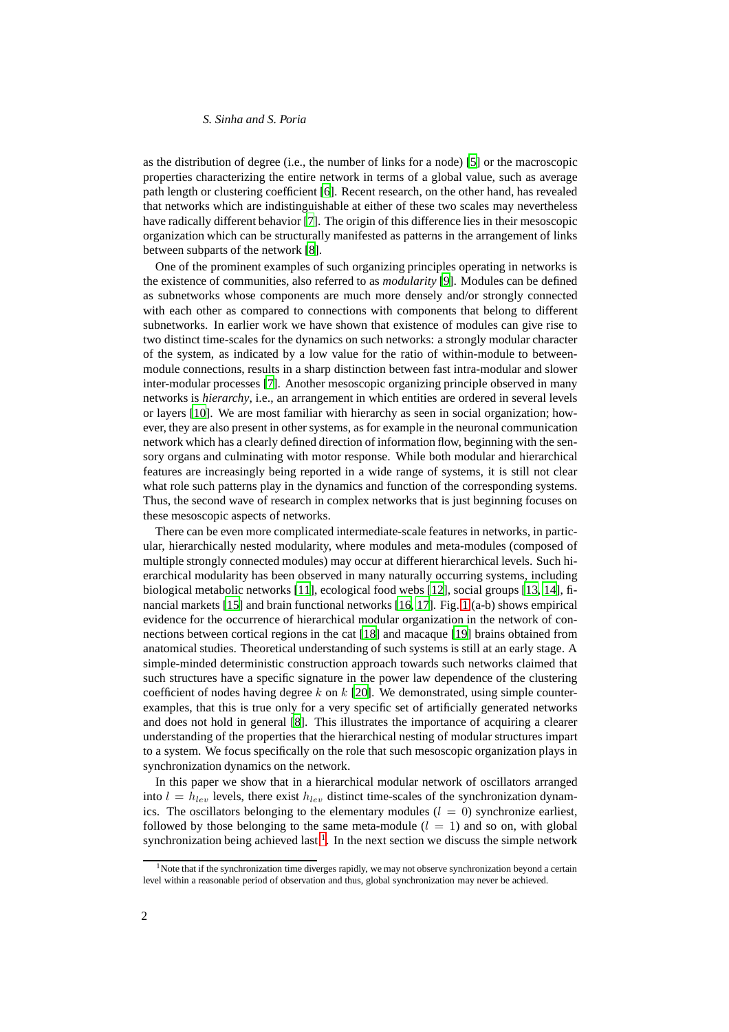as the distribution of degree (i.e., the number of links for a node) [5] or the macroscopic properties characterizing the entire network in terms of a global value, such as average path length or clustering coefficient [6]. Recent research, on the other hand, has revealed that networks which are indistinguishable at either of these two scales may nevertheless have radically different behavior [7]. The origin of this difference lies in their mesoscopic organization which can be structurally manifested as patterns in the arrangement of links between subparts of the network [8].

One of the prominent examples of such organizing principles operating in networks is the existence of communities, also referred to as *modularity* [9]. Modules can be defined as subnetworks whose components are much more densely and/or strongly connected with each other as compared to connections with components that belong to different subnetworks. In earlier work we have shown that existence of modules can give rise to two distinct time-scales for the dynamics on such networks: a strongly modular character of the system, as indicated by a low value for the ratio of within-module to between-module connections, results in a sharp distinction between fast intra-modular and slower inter-modular processes [7]. Another mesoscopic organizing principle observed in many networks is *hierarchy*, i.e., an arrangement in which entities are ordered in several levels or layers [10]. We are most familiar with hierarchy as seen in social organization; however, they are also present in other systems, as for example in the neuronal communication network which has a clearly defined direction of information flow, beginning with the sensory organs and culminating with motor response. While both modular and hierarchical features are increasingly being reported in a wide range of systems, it is still not clear what role such patterns play in the dynamics and function of the corresponding systems. Thus, the second wave of research in complex networks that is just beginning focuses on these mesoscopic aspects of networks.

There can be even more complicated intermediate-scale features in networks, in particular, hierarchically nested modularity, where modules and meta-modules (composed of multiple strongly connected modules) may occur at different hierarchical levels. Such hierarchical modularity has been observed in many naturally occurring systems, including biological metabolic networks [11], ecological food webs [12], social groups [13, 14], financial markets [15] and brain functional networks [16, 17]. Fig. 1 (a-b) shows empirical evidence for the occurrence of hierarchical modular organization in the network of connections between cortical regions in the cat [18] and macaque [19] brains obtained from anatomical studies. Theoretical understanding of such systems is still at an early stage. A simple-minded deterministic construction approach towards such networks claimed that such structures have a specific signature in the power law dependence of the clustering coefficient of nodes having degree $k$ on $k$ [20]. We demonstrated, using simple counter-examples, that this is true only for a very specific set of artificially generated networks and does not hold in general [8]. This illustrates the importance of acquiring a clearer understanding of the properties that the hierarchical nesting of modular structures impart to a system. We focus specifically on the role that such mesoscopic organization plays in synchronization dynamics on the network.

In this paper we show that in a hierarchical modular network of oscillators arranged into $l = h_{lev}$ levels, there exist $h_{lev}$ distinct time-scales of the synchronization dynamics. The oscillators belonging to the elementary modules ($l = 0$) synchronize earliest, followed by those belonging to the same meta-module ($l = 1$) and so on, with global synchronization being achieved last [1]. In the next section we discuss the simple network

[1] Note that if the synchronization time diverges rapidly, we may not observe synchronization beyond a certain level within a reasonable period of observation and thus, global synchronization may never be achieved.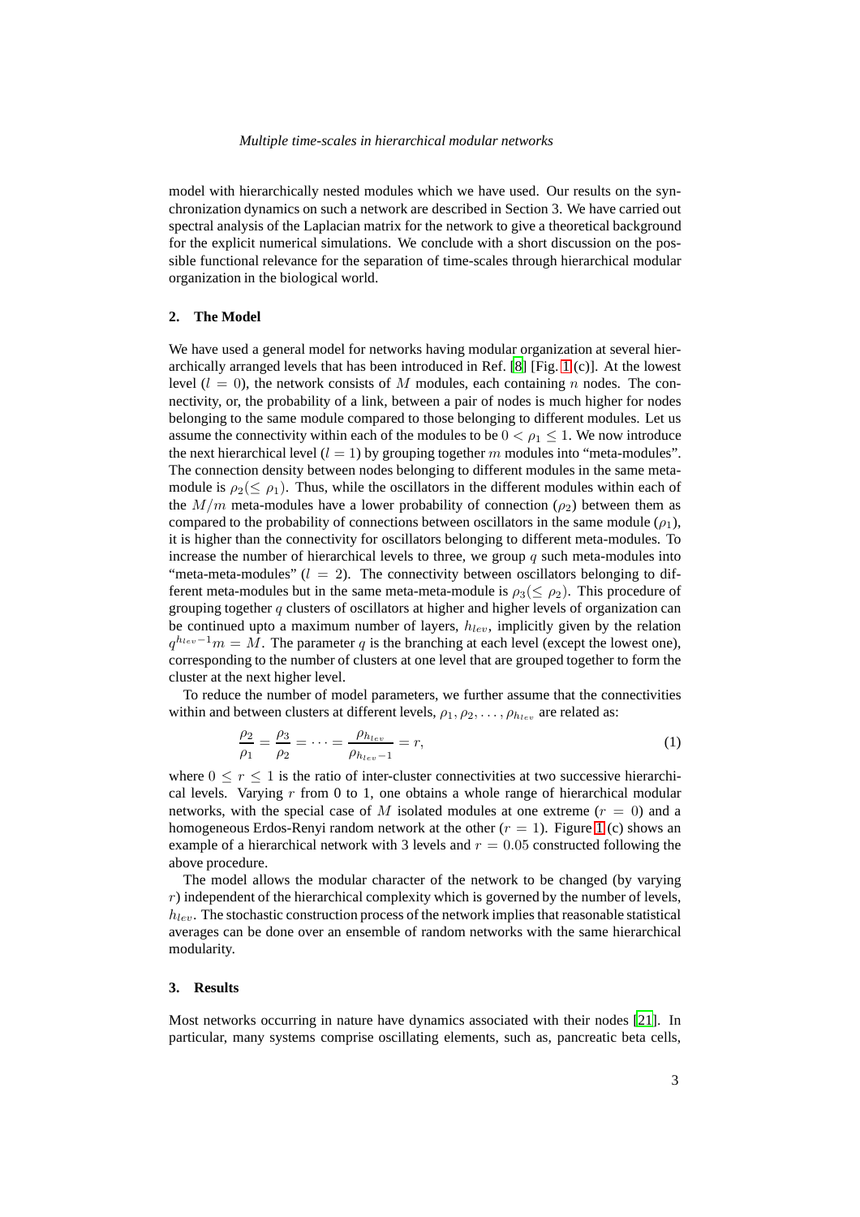model with hierarchically nested modules which we have used. Our results on the synchronization dynamics on such a network are described in Section 3. We have carried out spectral analysis of the Laplacian matrix for the network to give a theoretical background for the explicit numerical simulations. We conclude with a short discussion on the possible functional relevance for the separation of time-scales through hierarchical modular organization in the biological world.

## 2. The Model

We have used a general model for networks having modular organization at several hierarchically arranged levels that has been introduced in Ref. [8] [Fig. 1 (c)]. At the lowest level ($l = 0$), the network consists of $M$ modules, each containing $n$ nodes. The connectivity, or, the probability of a link, between a pair of nodes is much higher for nodes belonging to the same module compared to those belonging to different modules. Let us assume the connectivity within each of the modules to be $0 < \rho_1 \leq 1$. We now introduce the next hierarchical level ($l = 1$) by grouping together $m$ modules into "meta-modules". The connection density between nodes belonging to different modules in the same meta-module is $\rho_2 (\leq \rho_1)$. Thus, while the oscillators in the different modules within each of the $M/m$ meta-modules have a lower probability of connection ($\rho_2$) between them as compared to the probability of connections between oscillators in the same module ($\rho_1$), it is higher than the connectivity for oscillators belonging to different meta-modules. To increase the number of hierarchical levels to three, we group $q$ such meta-modules into "meta-meta-modules" ($l = 2$). The connectivity between oscillators belonging to different meta-modules but in the same meta-meta-module is $\rho_3 (\leq \rho_2)$. This procedure of grouping together $q$ clusters of oscillators at higher and higher levels of organization can be continued upto a maximum number of layers, $h_{lev}$, implicitly given by the relation $q^{h_{lev}-1}m = M$. The parameter $q$ is the branching at each level (except the lowest one), corresponding to the number of clusters at one level that are grouped together to form the cluster at the next higher level.

To reduce the number of model parameters, we further assume that the connectivities within and between clusters at different levels, $\rho_1, \rho_2, \ldots, \rho_{h_{lev}}$ are related as:

$$\frac{\rho_2}{\rho_1} = \frac{\rho_3}{\rho_2} = \cdots = \frac{\rho_{h_{lev}}}{\rho_{h_{lev}-1}} = r, \tag{1}$$

where $0 \leq r \leq 1$ is the ratio of inter-cluster connectivities at two successive hierarchical levels. Varying $r$ from 0 to 1, one obtains a whole range of hierarchical modular networks, with the special case of $M$ isolated modules at one extreme ($r = 0$) and a homogeneous Erdos-Renyi random network at the other ($r = 1$). Figure 1 (c) shows an example of a hierarchical network with 3 levels and $r = 0.05$ constructed following the above procedure.

The model allows the modular character of the network to be changed (by varying $r$) independent of the hierarchical complexity which is governed by the number of levels, $h_{lev}$. The stochastic construction process of the network implies that reasonable statistical averages can be done over an ensemble of random networks with the same hierarchical modularity.

## 3. Results

Most networks occurring in nature have dynamics associated with their nodes [21]. In particular, many systems comprise oscillating elements, such as, pancreatic beta cells,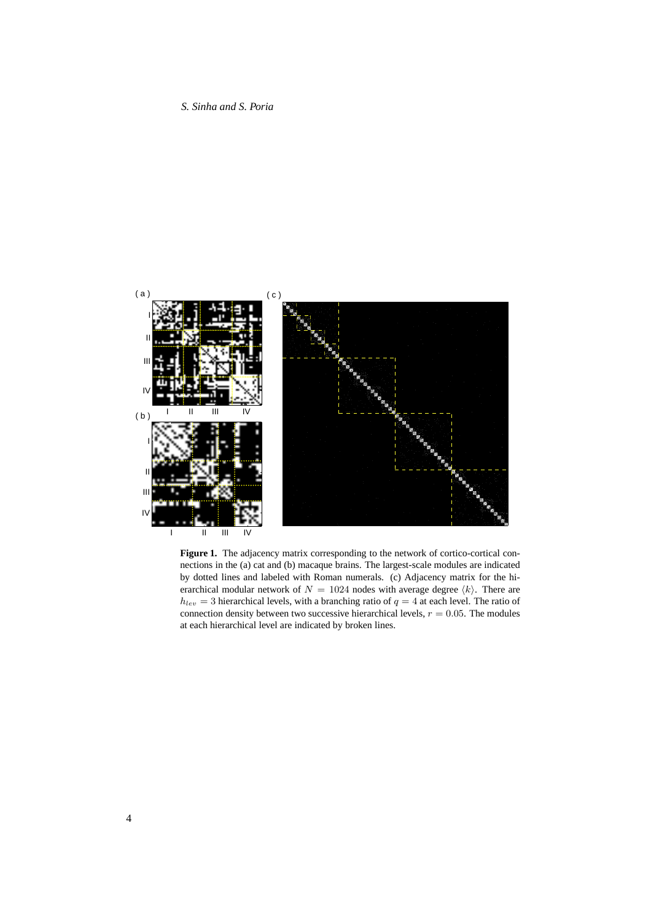**Figure 1.** The adjacency matrix corresponding to the network of cortico-cortical connections in the (a) cat and (b) macaque brains. The largest-scale modules are indicated by dotted lines and labeled with Roman numerals. (c) Adjacency matrix for the hierarchical modular network of $N = 1024$ nodes with average degree $\langle k \rangle$. There are $h_{lev} = 3$ hierarchical levels, with a branching ratio of $q = 4$ at each level. The ratio of connection density between two successive hierarchical levels, $r = 0.05$. The modules at each hierarchical level are indicated by broken lines.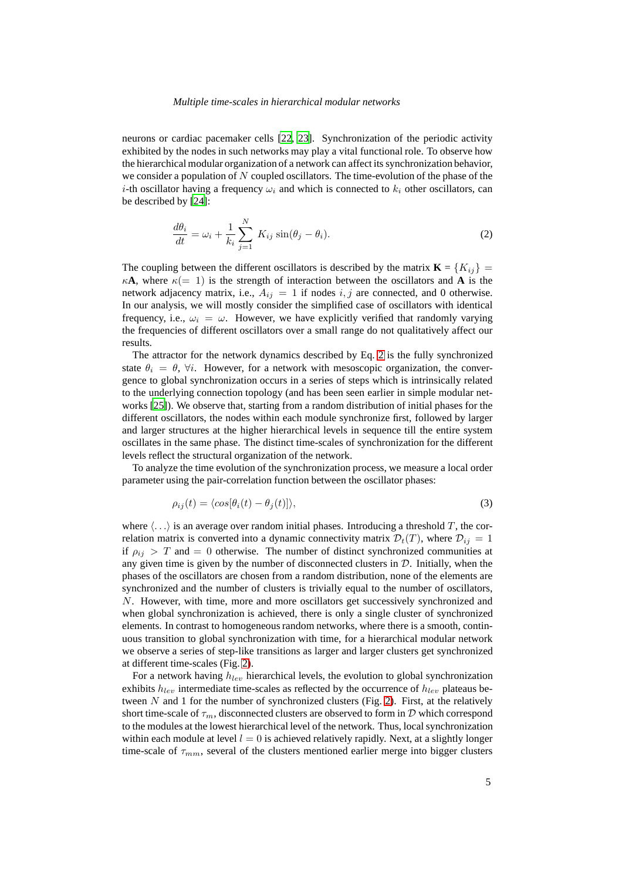neurons or cardiac pacemaker cells [22, 23]. Synchronization of the periodic activity exhibited by the nodes in such networks may play a vital functional role. To observe how the hierarchical modular organization of a network can affect its synchronization behavior, we consider a population of $N$ coupled oscillators. The time-evolution of the phase of the $i$-th oscillator having a frequency $\omega_i$ and which is connected to $k_i$ other oscillators, can be described by [24]:

$$\frac{d\theta_i}{dt} = \omega_i + \frac{1}{k_i} \sum_{j=1}^{N} K_{ij} \sin(\theta_j - \theta_i). \tag{2}$$

The coupling between the different oscillators is described by the matrix $\mathbf{K} = \{K_{ij}\} = \kappa \mathbf{A}$, where $\kappa (= 1)$ is the strength of interaction between the oscillators and $\mathbf{A}$ is the network adjacency matrix, i.e., $A_{ij} = 1$ if nodes $i, j$ are connected, and 0 otherwise. In our analysis, we will mostly consider the simplified case of oscillators with identical frequency, i.e., $\omega_i = \omega$. However, we have explicitly verified that randomly varying the frequencies of different oscillators over a small range do not qualitatively affect our results.

The attractor for the network dynamics described by Eq. 2 is the fully synchronized state $\theta_i = \theta$, $\forall i$. However, for a network with mesoscopic organization, the convergence to global synchronization occurs in a series of steps which is intrinsically related to the underlying connection topology (and has been seen earlier in simple modular networks [25]). We observe that, starting from a random distribution of initial phases for the different oscillators, the nodes within each module synchronize first, followed by larger and larger structures at the higher hierarchical levels in sequence till the entire system oscillates in the same phase. The distinct time-scales of synchronization for the different levels reflect the structural organization of the network.

To analyze the time evolution of the synchronization process, we measure a local order parameter using the pair-correlation function between the oscillator phases:

$$\rho_{ij}(t) = \langle cos[\theta_i(t) - \theta_j(t)] \rangle, \tag{3}$$

where $\langle \ldots \rangle$ is an average over random initial phases. Introducing a threshold $T$, the correlation matrix is converted into a dynamic connectivity matrix $\mathcal{D}_t(T)$, where $\mathcal{D}_{ij} = 1$ if $\rho_{ij} > T$ and $= 0$ otherwise. The number of distinct synchronized communities at any given time is given by the number of disconnected clusters in $\mathcal{D}$. Initially, when the phases of the oscillators are chosen from a random distribution, none of the elements are synchronized and the number of clusters is trivially equal to the number of oscillators, $N$. However, with time, more and more oscillators get successively synchronized and when global synchronization is achieved, there is only a single cluster of synchronized elements. In contrast to homogeneous random networks, where there is a smooth, continuous transition to global synchronization with time, for a hierarchical modular network we observe a series of step-like transitions as larger and larger clusters get synchronized at different time-scales (Fig. 2).

For a network having $h_{lev}$ hierarchical levels, the evolution to global synchronization exhibits $h_{lev}$ intermediate time-scales as reflected by the occurrence of $h_{lev}$ plateaus between $N$ and 1 for the number of synchronized clusters (Fig. 2). First, at the relatively short time-scale of $\tau_m$, disconnected clusters are observed to form in $\mathcal{D}$ which correspond to the modules at the lowest hierarchical level of the network. Thus, local synchronization within each module at level $l = 0$ is achieved relatively rapidly. Next, at a slightly longer time-scale of $\tau_{mm}$, several of the clusters mentioned earlier merge into bigger clusters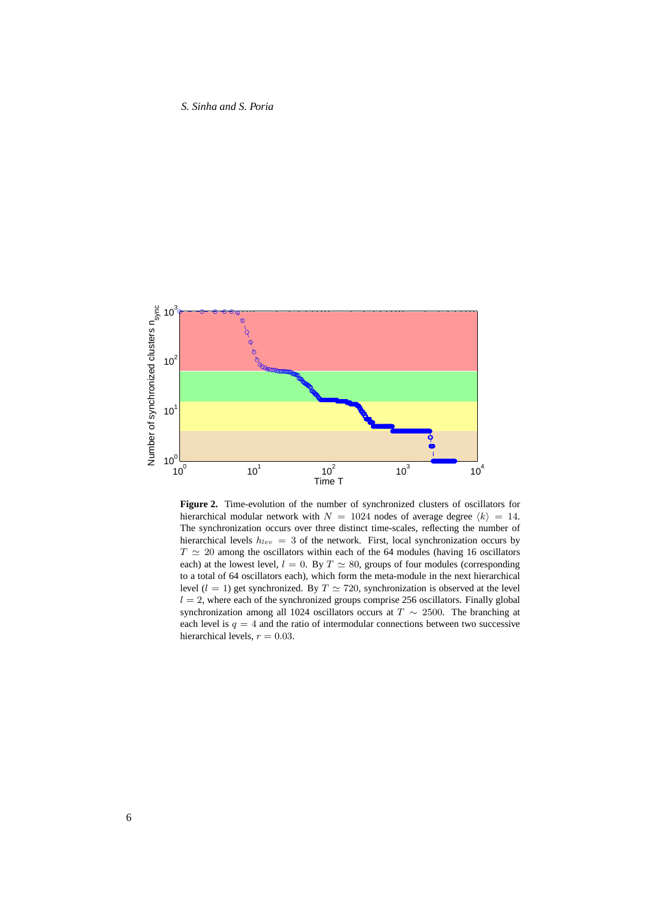**Figure 2.** Time-evolution of the number of synchronized clusters of oscillators for hierarchical modular network with $N = 1024$ nodes of average degree $\langle k \rangle = 14$. The synchronization occurs over three distinct time-scales, reflecting the number of hierarchical levels $h_{lev} = 3$ of the network. First, local synchronization occurs by $T \simeq 20$ among the oscillators within each of the 64 modules (having 16 oscillators each) at the lowest level, $l = 0$. By $T \simeq 80$, groups of four modules (corresponding to a total of 64 oscillators each), which form the meta-module in the next hierarchical level ($l = 1$) get synchronized. By $T \simeq 720$, synchronization is observed at the level $l = 2$, where each of the synchronized groups comprise 256 oscillators. Finally global synchronization among all 1024 oscillators occurs at $T \sim 2500$. The branching at each level is $q = 4$ and the ratio of intermodular connections between two successive hierarchical levels, $r = 0.03$.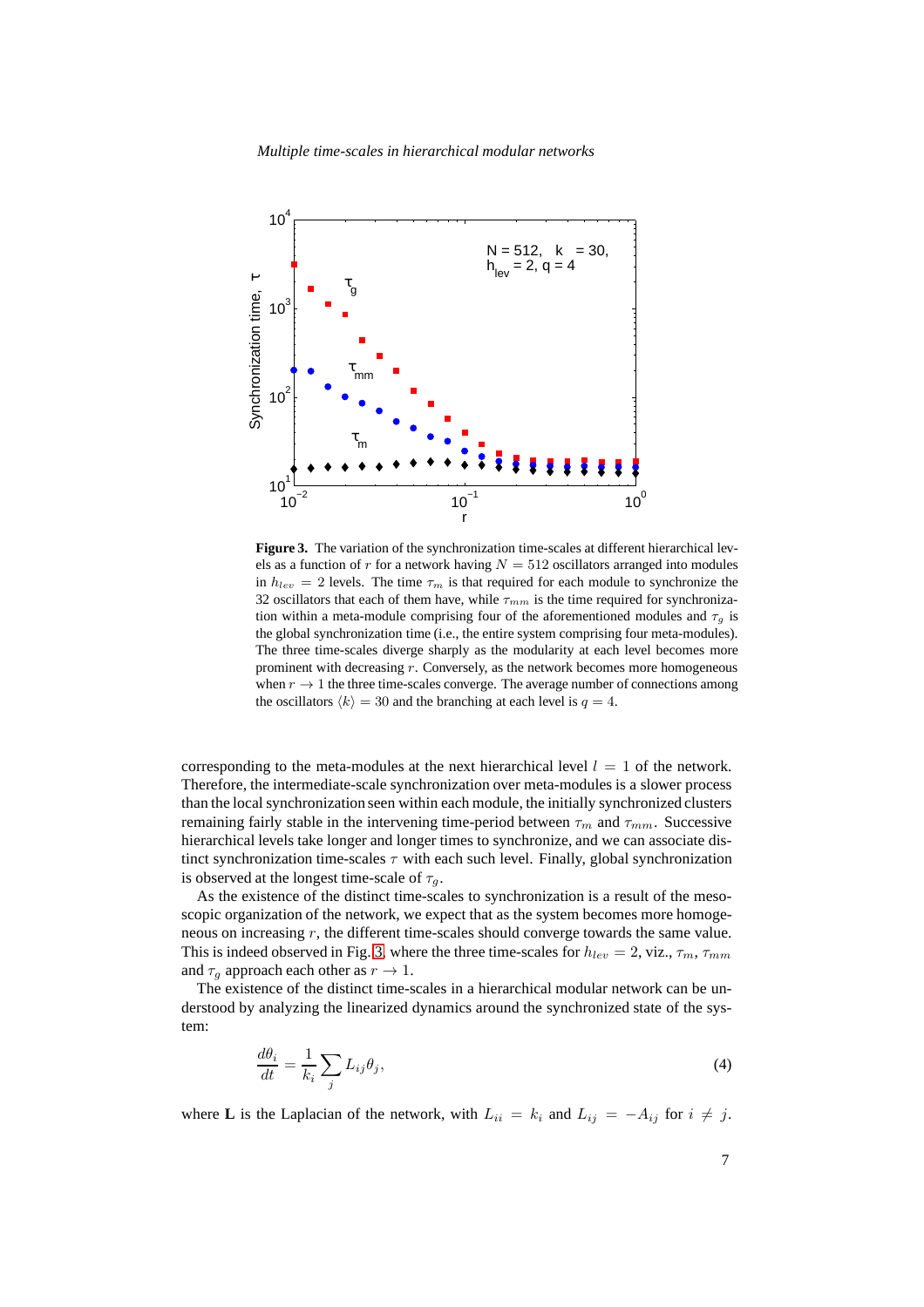**Figure 3.** The variation of the synchronization time-scales at different hierarchical levels as a function of $r$ for a network having $N = 512$ oscillators arranged into modules in $h_{lev} = 2$ levels. The time $\tau_m$ is that required for each module to synchronize the 32 oscillators that each of them have, while $\tau_{mm}$ is the time required for synchronization within a meta-module comprising four of the aforementioned modules and $\tau_g$ is the global synchronization time (i.e., the entire system comprising four meta-modules). The three time-scales diverge sharply as the modularity at each level becomes more prominent with decreasing $r$. Conversely, as the network becomes more homogeneous when $r \to 1$ the three time-scales converge. The average number of connections among the oscillators $\langle k \rangle = 30$ and the branching at each level is $q = 4$.

corresponding to the meta-modules at the next hierarchical level $l = 1$ of the network. Therefore, the intermediate-scale synchronization over meta-modules is a slower process than the local synchronization seen within each module, the initially synchronized clusters remaining fairly stable in the intervening time-period between $\tau_m$ and $\tau_{mm}$. Successive hierarchical levels take longer and longer times to synchronize, and we can associate distinct synchronization time-scales $\tau$ with each such level. Finally, global synchronization is observed at the longest time-scale of $\tau_g$.

As the existence of the distinct time-scales to synchronization is a result of the mesoscopic organization of the network, we expect that as the system becomes more homogeneous on increasing $r$, the different time-scales should converge towards the same value. This is indeed observed in Fig. 3, where the three time-scales for $h_{lev} = 2$, viz., $\tau_m$, $\tau_{mm}$ and $\tau_g$ approach each other as $r \to 1$.

The existence of the distinct time-scales in a hierarchical modular network can be understood by analyzing the linearized dynamics around the synchronized state of the system:

$$\frac{d\theta_i}{dt} = \frac{1}{k_i} \sum_j L_{ij} \theta_j, \tag{4}$$

where $\mathbf{L}$ is the Laplacian of the network, with $L_{ii} = k_i$ and $L_{ij} = -A_{ij}$ for $i \neq j$.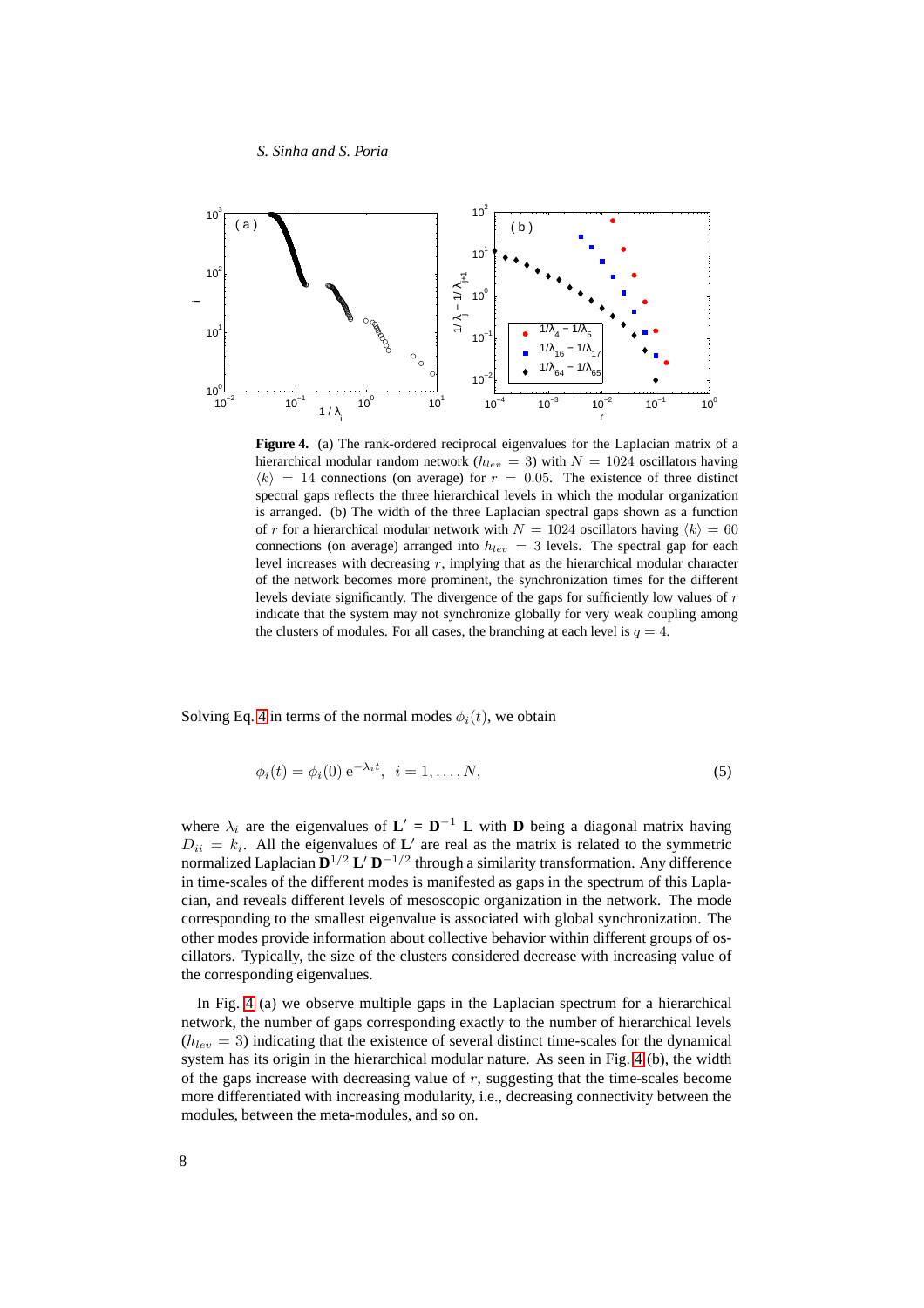**Figure 4.** (a) The rank-ordered reciprocal eigenvalues for the Laplacian matrix of a hierarchical modular random network ($h_{lev} = 3$) with $N = 1024$ oscillators having $\langle k \rangle = 14$ connections (on average) for $r = 0.05$. The existence of three distinct spectral gaps reflects the three hierarchical levels in which the modular organization is arranged. (b) The width of the three Laplacian spectral gaps shown as a function of $r$ for a hierarchical modular network with $N = 1024$ oscillators having $\langle k \rangle = 60$ connections (on average) arranged into $h_{lev} = 3$ levels. The spectral gap for each level increases with decreasing $r$, implying that as the hierarchical modular character of the network becomes more prominent, the synchronization times for the different levels deviate significantly. The divergence of the gaps for sufficiently low values of $r$ indicate that the system may not synchronize globally for very weak coupling among the clusters of modules. For all cases, the branching at each level is $q = 4$.

Solving Eq. 4 in terms of the normal modes $\phi_i(t)$, we obtain

$$\phi_i(t) = \phi_i(0)\, \mathrm{e}^{-\lambda_i t}, \;\; i = 1, \ldots, N, \tag{5}$$

where $\lambda_i$ are the eigenvalues of $\mathbf{L}' = \mathbf{D}^{-1}\, \mathbf{L}$ with $\mathbf{D}$ being a diagonal matrix having $D_{ii} = k_i$. All the eigenvalues of $\mathbf{L}'$ are real as the matrix is related to the symmetric normalized Laplacian $\mathbf{D}^{1/2}\, \mathbf{L}'\, \mathbf{D}^{-1/2}$ through a similarity transformation. Any difference in time-scales of the different modes is manifested as gaps in the spectrum of this Laplacian, and reveals different levels of mesoscopic organization in the network. The mode corresponding to the smallest eigenvalue is associated with global synchronization. The other modes provide information about collective behavior within different groups of oscillators. Typically, the size of the clusters considered decrease with increasing value of the corresponding eigenvalues.

In Fig. 4 (a) we observe multiple gaps in the Laplacian spectrum for a hierarchical network, the number of gaps corresponding exactly to the number of hierarchical levels ($h_{lev} = 3$) indicating that the existence of several distinct time-scales for the dynamical system has its origin in the hierarchical modular nature. As seen in Fig. 4 (b), the width of the gaps increase with decreasing value of $r$, suggesting that the time-scales become more differentiated with increasing modularity, i.e., decreasing connectivity between the modules, between the meta-modules, and so on.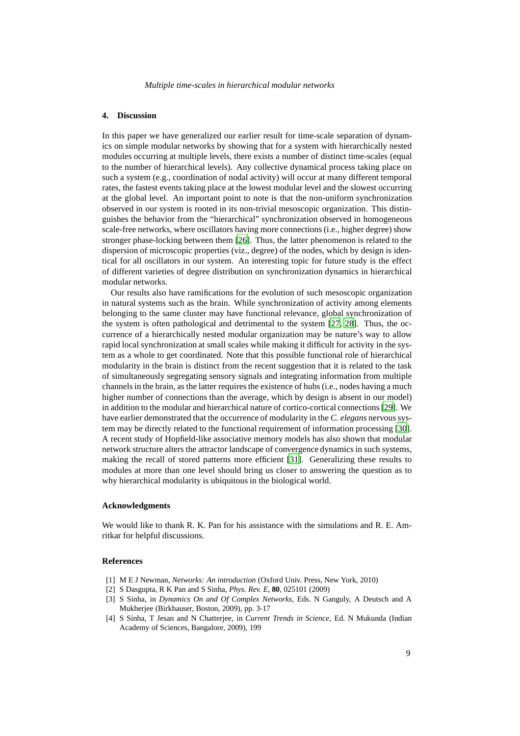## 4. Discussion

In this paper we have generalized our earlier result for time-scale separation of dynamics on simple modular networks by showing that for a system with hierarchically nested modules occurring at multiple levels, there exists a number of distinct time-scales (equal to the number of hierarchical levels). Any collective dynamical process taking place on such a system (e.g., coordination of nodal activity) will occur at many different temporal rates, the fastest events taking place at the lowest modular level and the slowest occurring at the global level. An important point to note is that the non-uniform synchronization observed in our system is rooted in its non-trivial mesoscopic organization. This distinguishes the behavior from the "hierarchical" synchronization observed in homogeneous scale-free networks, where oscillators having more connections (i.e., higher degree) show stronger phase-locking between them [26]. Thus, the latter phenomenon is related to the dispersion of microscopic properties (viz., degree) of the nodes, which by design is identical for all oscillators in our system. An interesting topic for future study is the effect of different varieties of degree distribution on synchronization dynamics in hierarchical modular networks.

Our results also have ramifications for the evolution of such mesoscopic organization in natural systems such as the brain. While synchronization of activity among elements belonging to the same cluster may have functional relevance, global synchronization of the system is often pathological and detrimental to the system [27, 28]. Thus, the occurrence of a hierarchically nested modular organization may be nature's way to allow rapid local synchronization at small scales while making it difficult for activity in the system as a whole to get coordinated. Note that this possible functional role of hierarchical modularity in the brain is distinct from the recent suggestion that it is related to the task of simultaneously segregating sensory signals and integrating information from multiple channels in the brain, as the latter requires the existence of hubs (i.e., nodes having a much higher number of connections than the average, which by design is absent in our model) in addition to the modular and hierarchical nature of cortico-cortical connections [29]. We have earlier demonstrated that the occurrence of modularity in the *C. elegans* nervous system may be directly related to the functional requirement of information processing [30]. A recent study of Hopfield-like associative memory models has also shown that modular network structure alters the attractor landscape of convergence dynamics in such systems, making the recall of stored patterns more efficient [31]. Generalizing these results to modules at more than one level should bring us closer to answering the question as to why hierarchical modularity is ubiquitous in the biological world.

## Acknowledgments

We would like to thank R. K. Pan for his assistance with the simulations and R. E. Amritkar for helpful discussions.

## References

[1] M E J Newman, *Networks: An introduction* (Oxford Univ. Press, New York, 2010)

[2] S Dasgupta, R K Pan and S Sinha, *Phys. Rev. E*, **80**, 025101 (2009)

[3] S Sinha, in *Dynamics On and Of Complex Networks*, Eds. N Ganguly, A Deutsch and A Mukherjee (Birkhauser, Boston, 2009), pp. 3-17

[4] S Sinha, T Jesan and N Chatterjee, in *Current Trends in Science*, Ed. N Mukunda (Indian Academy of Sciences, Bangalore, 2009), 199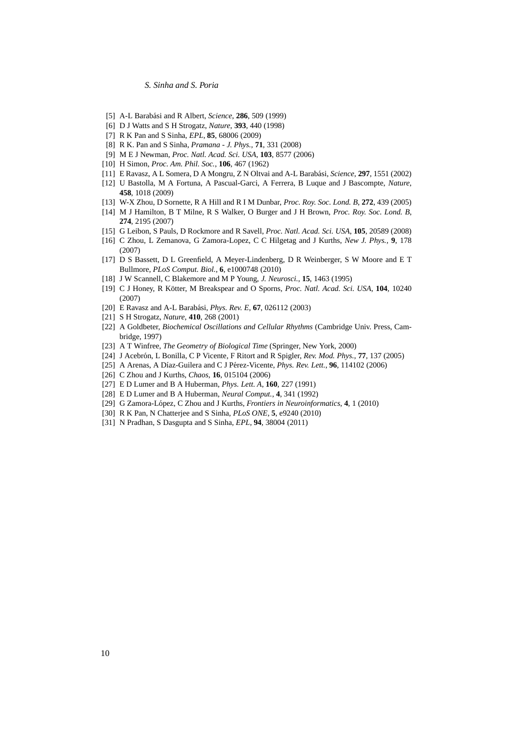[5] A-L Barabási and R Albert, *Science*, **286**, 509 (1999)
[6] D J Watts and S H Strogatz, *Nature*, **393**, 440 (1998)
[7] R K Pan and S Sinha, *EPL*, **85**, 68006 (2009)
[8] R K. Pan and S Sinha, *Pramana - J. Phys.*, **71**, 331 (2008)
[9] M E J Newman, *Proc. Natl. Acad. Sci. USA*, **103**, 8577 (2006)
[10] H Simon, *Proc. Am. Phil. Soc.*, **106**, 467 (1962)
[11] E Ravasz, A L Somera, D A Mongru, Z N Oltvai and A-L Barabási, *Science*, **297**, 1551 (2002)
[12] U Bastolla, M A Fortuna, A Pascual-Garci, A Ferrera, B Luque and J Bascompte, *Nature*, **458**, 1018 (2009)
[13] W-X Zhou, D Sornette, R A Hill and R I M Dunbar, *Proc. Roy. Soc. Lond. B*, **272**, 439 (2005)
[14] M J Hamilton, B T Milne, R S Walker, O Burger and J H Brown, *Proc. Roy. Soc. Lond. B*, **274**, 2195 (2007)
[15] G Leibon, S Pauls, D Rockmore and R Savell, *Proc. Natl. Acad. Sci. USA*, **105**, 20589 (2008)
[16] C Zhou, L Zemanova, G Zamora-Lopez, C C Hilgetag and J Kurths, *New J. Phys.*, **9**, 178 (2007)
[17] D S Bassett, D L Greenfield, A Meyer-Lindenberg, D R Weinberger, S W Moore and E T Bullmore, *PLoS Comput. Biol.*, **6**, e1000748 (2010)
[18] J W Scannell, C Blakemore and M P Young, *J. Neurosci.*, **15**, 1463 (1995)
[19] C J Honey, R Kötter, M Breakspear and O Sporns, *Proc. Natl. Acad. Sci. USA*, **104**, 10240 (2007)
[20] E Ravasz and A-L Barabási, *Phys. Rev. E*, **67**, 026112 (2003)
[21] S H Strogatz, *Nature*, **410**, 268 (2001)
[22] A Goldbeter, *Biochemical Oscillations and Cellular Rhythms* (Cambridge Univ. Press, Cambridge, 1997)
[23] A T Winfree, *The Geometry of Biological Time* (Springer, New York, 2000)
[24] J Acebrón, L Bonilla, C P Vicente, F Ritort and R Spigler, *Rev. Mod. Phys.*, **77**, 137 (2005)
[25] A Arenas, A Díaz-Guilera and C J Pérez-Vicente, *Phys. Rev. Lett.*, **96**, 114102 (2006)
[26] C Zhou and J Kurths, *Chaos*, **16**, 015104 (2006)
[27] E D Lumer and B A Huberman, *Phys. Lett. A*, **160**, 227 (1991)
[28] E D Lumer and B A Huberman, *Neural Comput.*, **4**, 341 (1992)
[29] G Zamora-López, C Zhou and J Kurths, *Frontiers in Neuroinformatics*, **4**, 1 (2010)
[30] R K Pan, N Chatterjee and S Sinha, *PLoS ONE*, **5**, e9240 (2010)
[31] N Pradhan, S Dasgupta and S Sinha, *EPL*, **94**, 38004 (2011)